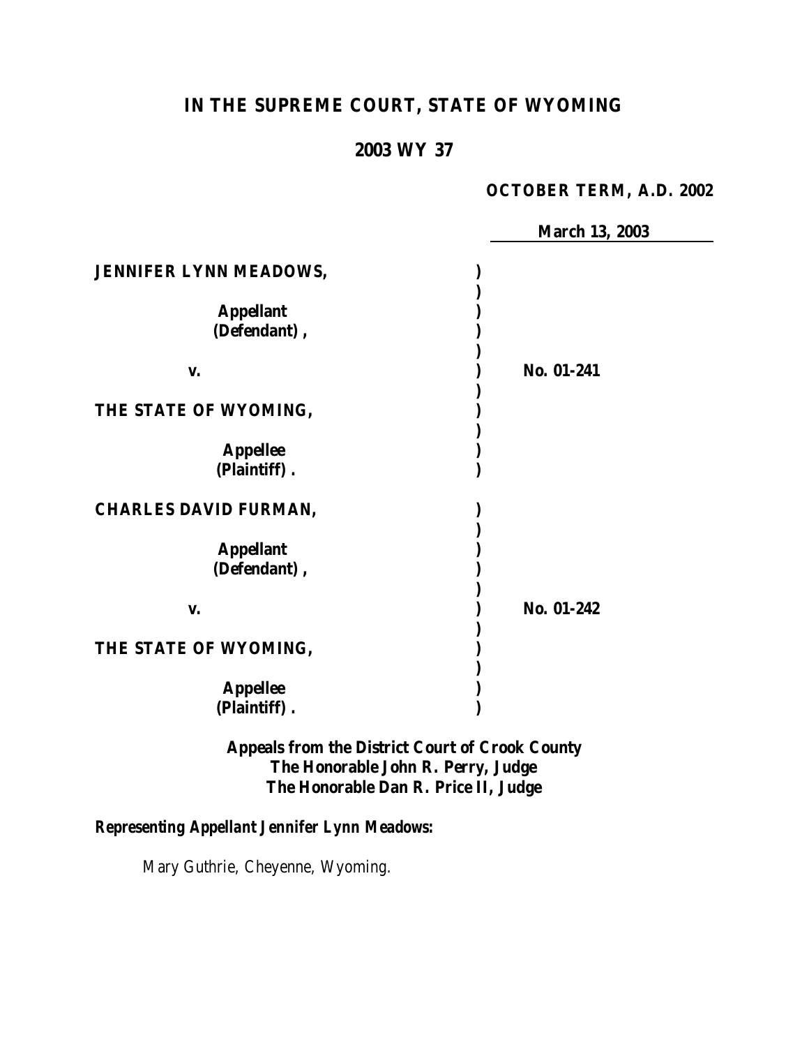# IN THE SUPREME COURT, STATE OF WYOMING

## 2003 WY 37

**OCTOBER TERM, A.D. 2002**

**March 13, 2003**

| | | |
|---|---|---|
| **JENNIFER LYNN MEADOWS,** <br><br> **Appellant (Defendant),** <br><br> **v.** <br><br> **THE STATE OF WYOMING,** <br><br> **Appellee (Plaintiff).** | ) | **No. 01-241** |
| **CHARLES DAVID FURMAN,** <br><br> **Appellant (Defendant),** <br><br> **v.** <br><br> **THE STATE OF WYOMING,** <br><br> **Appellee (Plaintiff).** | ) | **No. 01-242** |

**Appeals from the District Court of Crook County**
**The Honorable John R. Perry, Judge**
**The Honorable Dan R. Price II, Judge**

***Representing Appellant Jennifer Lynn Meadows:***

Mary Guthrie, Cheyenne, Wyoming.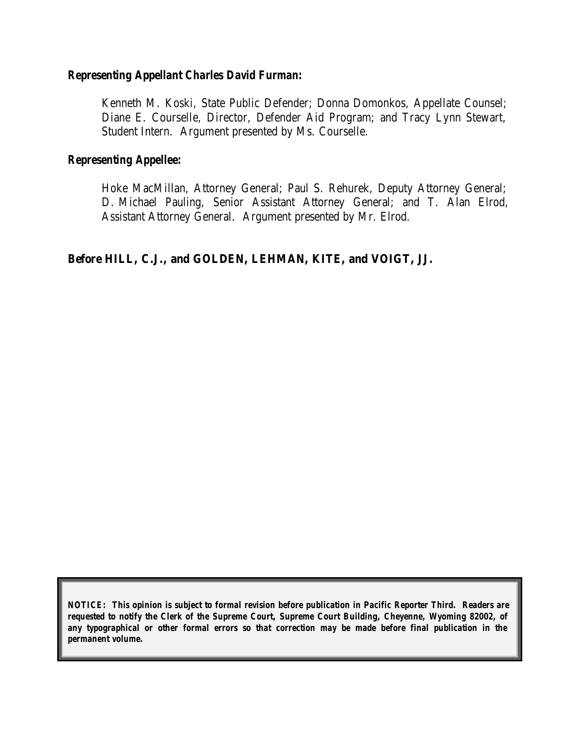**Representing Appellant Charles David Furman:**

> Kenneth M. Koski, State Public Defender; Donna Domonkos, Appellate Counsel; Diane E. Courselle, Director, Defender Aid Program; and Tracy Lynn Stewart, Student Intern. Argument presented by Ms. Courselle.

**Representing Appellee:**

> Hoke MacMillan, Attorney General; Paul S. Rehurek, Deputy Attorney General; D. Michael Pauling, Senior Assistant Attorney General; and T. Alan Elrod, Assistant Attorney General. Argument presented by Mr. Elrod.

**Before HILL, C.J., and GOLDEN, LEHMAN, KITE, and VOIGT, JJ.**

**NOTICE: This opinion is subject to formal revision before publication in Pacific Reporter Third. Readers are requested to notify the Clerk of the Supreme Court, Supreme Court Building, Cheyenne, Wyoming 82002, of any typographical or other formal errors so that correction may be made before final publication in the permanent volume.**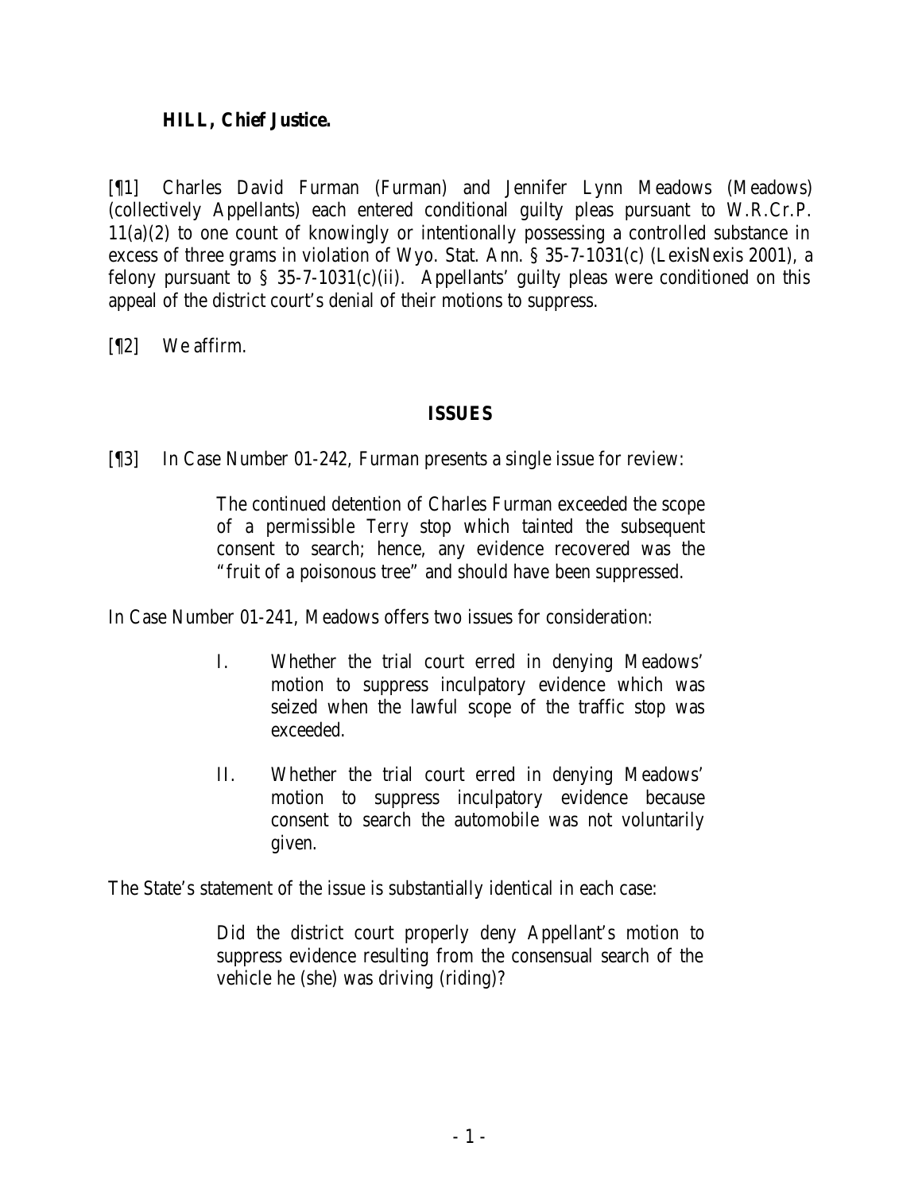**HILL, Chief Justice.**

[¶1] Charles David Furman (Furman) and Jennifer Lynn Meadows (Meadows) (collectively Appellants) each entered conditional guilty pleas pursuant to W.R.Cr.P. 11(a)(2) to one count of knowingly or intentionally possessing a controlled substance in excess of three grams in violation of Wyo. Stat. Ann. § 35-7-1031(c) (LexisNexis 2001), a felony pursuant to § 35-7-1031(c)(ii). Appellants' guilty pleas were conditioned on this appeal of the district court's denial of their motions to suppress.

[¶2] We affirm.

## ISSUES

[¶3] In Case Number 01-242, Furman presents a single issue for review:

> The continued detention of Charles Furman exceeded the scope of a permissible *Terry* stop which tainted the subsequent consent to search; hence, any evidence recovered was the "fruit of a poisonous tree" and should have been suppressed.

In Case Number 01-241, Meadows offers two issues for consideration:

> I. Whether the trial court erred in denying Meadows' motion to suppress inculpatory evidence which was seized when the lawful scope of the traffic stop was exceeded.
>
> II. Whether the trial court erred in denying Meadows' motion to suppress inculpatory evidence because consent to search the automobile was not voluntarily given.

The State's statement of the issue is substantially identical in each case:

> Did the district court properly deny Appellant's motion to suppress evidence resulting from the consensual search of the vehicle he (she) was driving (riding)?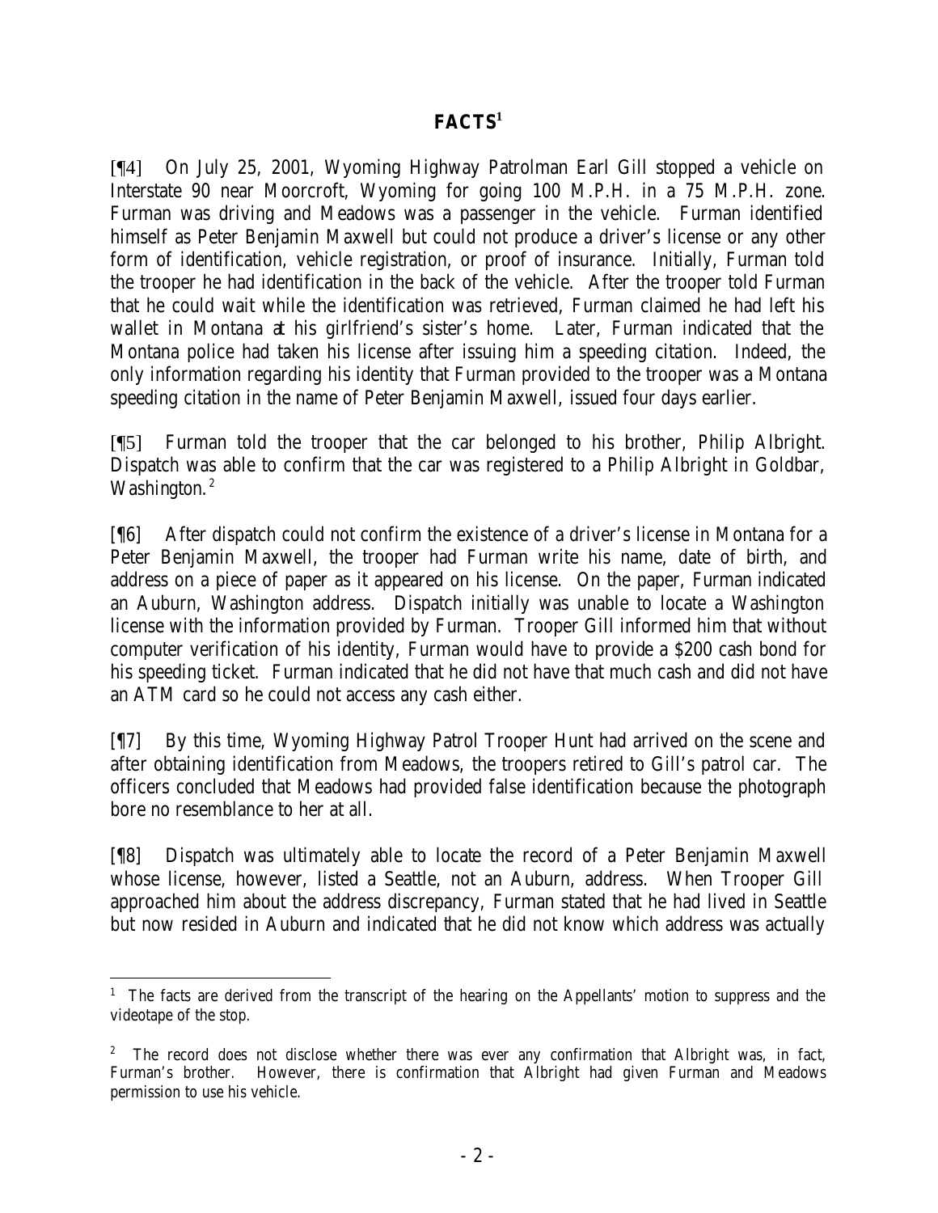## FACTS[1]

[¶4] On July 25, 2001, Wyoming Highway Patrolman Earl Gill stopped a vehicle on Interstate 90 near Moorcroft, Wyoming for going 100 M.P.H. in a 75 M.P.H. zone. Furman was driving and Meadows was a passenger in the vehicle. Furman identified himself as Peter Benjamin Maxwell but could not produce a driver's license or any other form of identification, vehicle registration, or proof of insurance. Initially, Furman told the trooper he had identification in the back of the vehicle. After the trooper told Furman that he could wait while the identification was retrieved, Furman claimed he had left his wallet in Montana at his girlfriend's sister's home. Later, Furman indicated that the Montana police had taken his license after issuing him a speeding citation. Indeed, the only information regarding his identity that Furman provided to the trooper was a Montana speeding citation in the name of Peter Benjamin Maxwell, issued four days earlier.

[¶5] Furman told the trooper that the car belonged to his brother, Philip Albright. Dispatch was able to confirm that the car was registered to a Philip Albright in Goldbar, Washington.[2]

[¶6] After dispatch could not confirm the existence of a driver's license in Montana for a Peter Benjamin Maxwell, the trooper had Furman write his name, date of birth, and address on a piece of paper as it appeared on his license. On the paper, Furman indicated an Auburn, Washington address. Dispatch initially was unable to locate a Washington license with the information provided by Furman. Trooper Gill informed him that without computer verification of his identity, Furman would have to provide a $200 cash bond for his speeding ticket. Furman indicated that he did not have that much cash and did not have an ATM card so he could not access any cash either.

[¶7] By this time, Wyoming Highway Patrol Trooper Hunt had arrived on the scene and after obtaining identification from Meadows, the troopers retired to Gill's patrol car. The officers concluded that Meadows had provided false identification because the photograph bore no resemblance to her at all.

[¶8] Dispatch was ultimately able to locate the record of a Peter Benjamin Maxwell whose license, however, listed a Seattle, not an Auburn, address. When Trooper Gill approached him about the address discrepancy, Furman stated that he had lived in Seattle but now resided in Auburn and indicated that he did not know which address was actually

---

[1] The facts are derived from the transcript of the hearing on the Appellants' motion to suppress and the videotape of the stop.

[2] The record does not disclose whether there was ever any confirmation that Albright was, in fact, Furman's brother. However, there is confirmation that Albright had given Furman and Meadows permission to use his vehicle.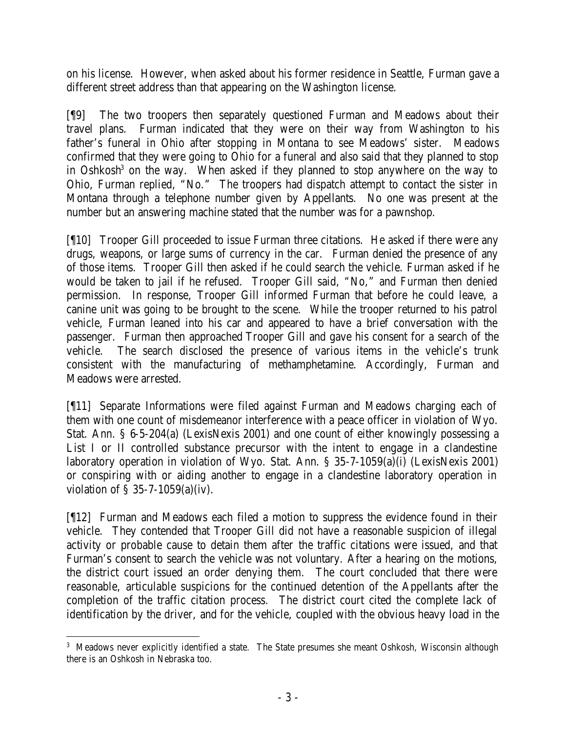on his license. However, when asked about his former residence in Seattle, Furman gave a different street address than that appearing on the Washington license.

[¶9] The two troopers then separately questioned Furman and Meadows about their travel plans. Furman indicated that they were on their way from Washington to his father's funeral in Ohio after stopping in Montana to see Meadows' sister. Meadows confirmed that they were going to Ohio for a funeral and also said that they planned to stop in Oshkosh[3] on the way. When asked if they planned to stop anywhere on the way to Ohio, Furman replied, "No." The troopers had dispatch attempt to contact the sister in Montana through a telephone number given by Appellants. No one was present at the number but an answering machine stated that the number was for a pawnshop.

[¶10] Trooper Gill proceeded to issue Furman three citations. He asked if there were any drugs, weapons, or large sums of currency in the car. Furman denied the presence of any of those items. Trooper Gill then asked if he could search the vehicle. Furman asked if he would be taken to jail if he refused. Trooper Gill said, "No," and Furman then denied permission. In response, Trooper Gill informed Furman that before he could leave, a canine unit was going to be brought to the scene. While the trooper returned to his patrol vehicle, Furman leaned into his car and appeared to have a brief conversation with the passenger. Furman then approached Trooper Gill and gave his consent for a search of the vehicle. The search disclosed the presence of various items in the vehicle's trunk consistent with the manufacturing of methamphetamine. Accordingly, Furman and Meadows were arrested.

[¶11] Separate Informations were filed against Furman and Meadows charging each of them with one count of misdemeanor interference with a peace officer in violation of Wyo. Stat. Ann. § 6-5-204(a) (LexisNexis 2001) and one count of either knowingly possessing a List I or II controlled substance precursor with the intent to engage in a clandestine laboratory operation in violation of Wyo. Stat. Ann. § 35-7-1059(a)(i) (LexisNexis 2001) or conspiring with or aiding another to engage in a clandestine laboratory operation in violation of § 35-7-1059(a)(iv).

[¶12] Furman and Meadows each filed a motion to suppress the evidence found in their vehicle. They contended that Trooper Gill did not have a reasonable suspicion of illegal activity or probable cause to detain them after the traffic citations were issued, and that Furman's consent to search the vehicle was not voluntary. After a hearing on the motions, the district court issued an order denying them. The court concluded that there were reasonable, articulable suspicions for the continued detention of the Appellants after the completion of the traffic citation process. The district court cited the complete lack of identification by the driver, and for the vehicle, coupled with the obvious heavy load in the

---

[3] Meadows never explicitly identified a state. The State presumes she meant Oshkosh, Wisconsin although there is an Oshkosh in Nebraska too.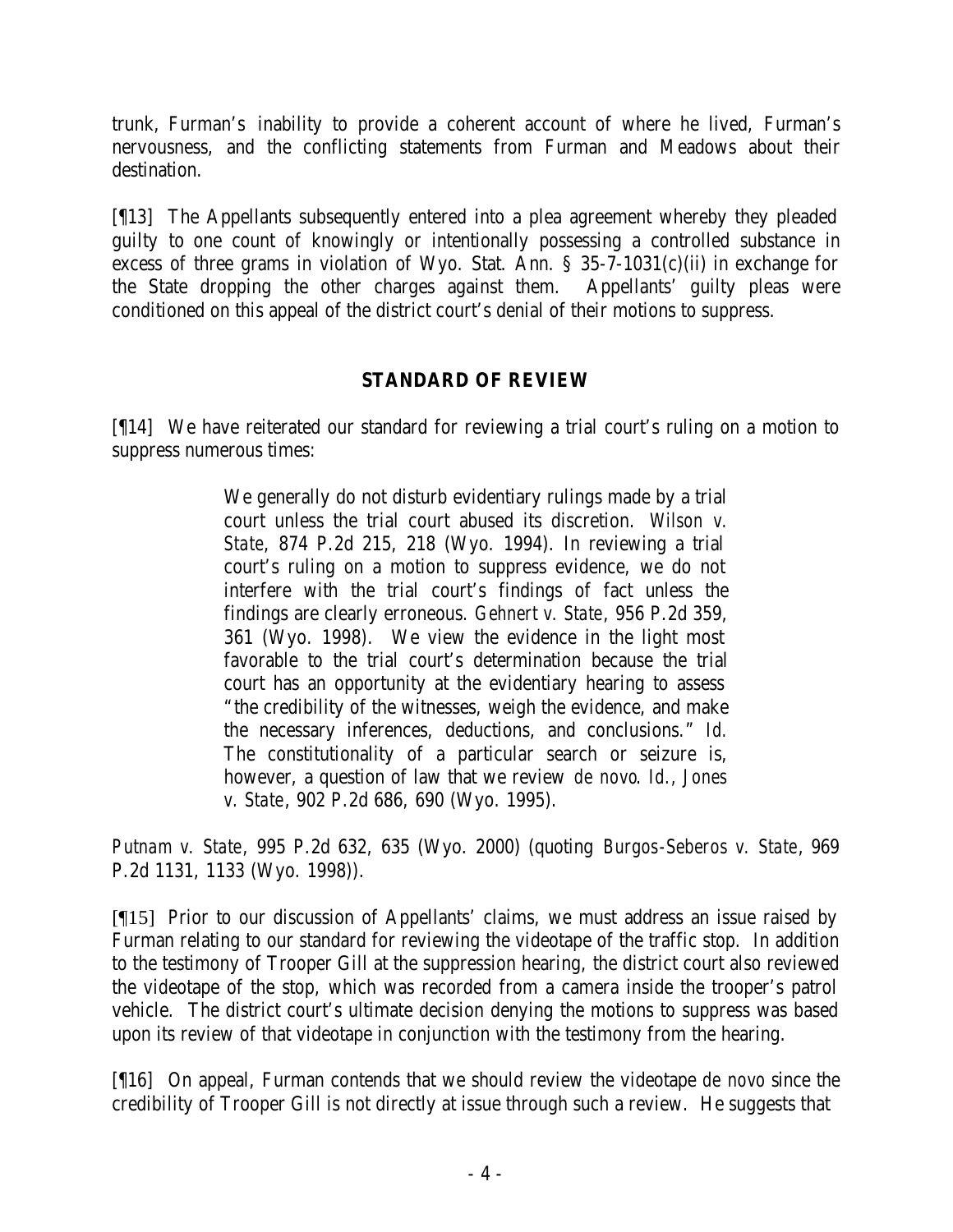trunk, Furman's inability to provide a coherent account of where he lived, Furman's nervousness, and the conflicting statements from Furman and Meadows about their destination.

[¶13] The Appellants subsequently entered into a plea agreement whereby they pleaded guilty to one count of knowingly or intentionally possessing a controlled substance in excess of three grams in violation of Wyo. Stat. Ann. § 35-7-1031(c)(ii) in exchange for the State dropping the other charges against them. Appellants' guilty pleas were conditioned on this appeal of the district court's denial of their motions to suppress.

## STANDARD OF REVIEW

[¶14] We have reiterated our standard for reviewing a trial court's ruling on a motion to suppress numerous times:

> We generally do not disturb evidentiary rulings made by a trial court unless the trial court abused its discretion. *Wilson v. State*, 874 P.2d 215, 218 (Wyo. 1994). In reviewing a trial court's ruling on a motion to suppress evidence, we do not interfere with the trial court's findings of fact unless the findings are clearly erroneous. *Gehnert v. State*, 956 P.2d 359, 361 (Wyo. 1998). We view the evidence in the light most favorable to the trial court's determination because the trial court has an opportunity at the evidentiary hearing to assess "the credibility of the witnesses, weigh the evidence, and make the necessary inferences, deductions, and conclusions." *Id.* The constitutionality of a particular search or seizure is, however, a question of law that we review *de novo*. *Id.*, *Jones v. State*, 902 P.2d 686, 690 (Wyo. 1995).

*Putnam v. State*, 995 P.2d 632, 635 (Wyo. 2000) (quoting *Burgos-Seberos v. State*, 969 P.2d 1131, 1133 (Wyo. 1998)).

[¶15] Prior to our discussion of Appellants' claims, we must address an issue raised by Furman relating to our standard for reviewing the videotape of the traffic stop. In addition to the testimony of Trooper Gill at the suppression hearing, the district court also reviewed the videotape of the stop, which was recorded from a camera inside the trooper's patrol vehicle. The district court's ultimate decision denying the motions to suppress was based upon its review of that videotape in conjunction with the testimony from the hearing.

[¶16] On appeal, Furman contends that we should review the videotape *de novo* since the credibility of Trooper Gill is not directly at issue through such a review. He suggests that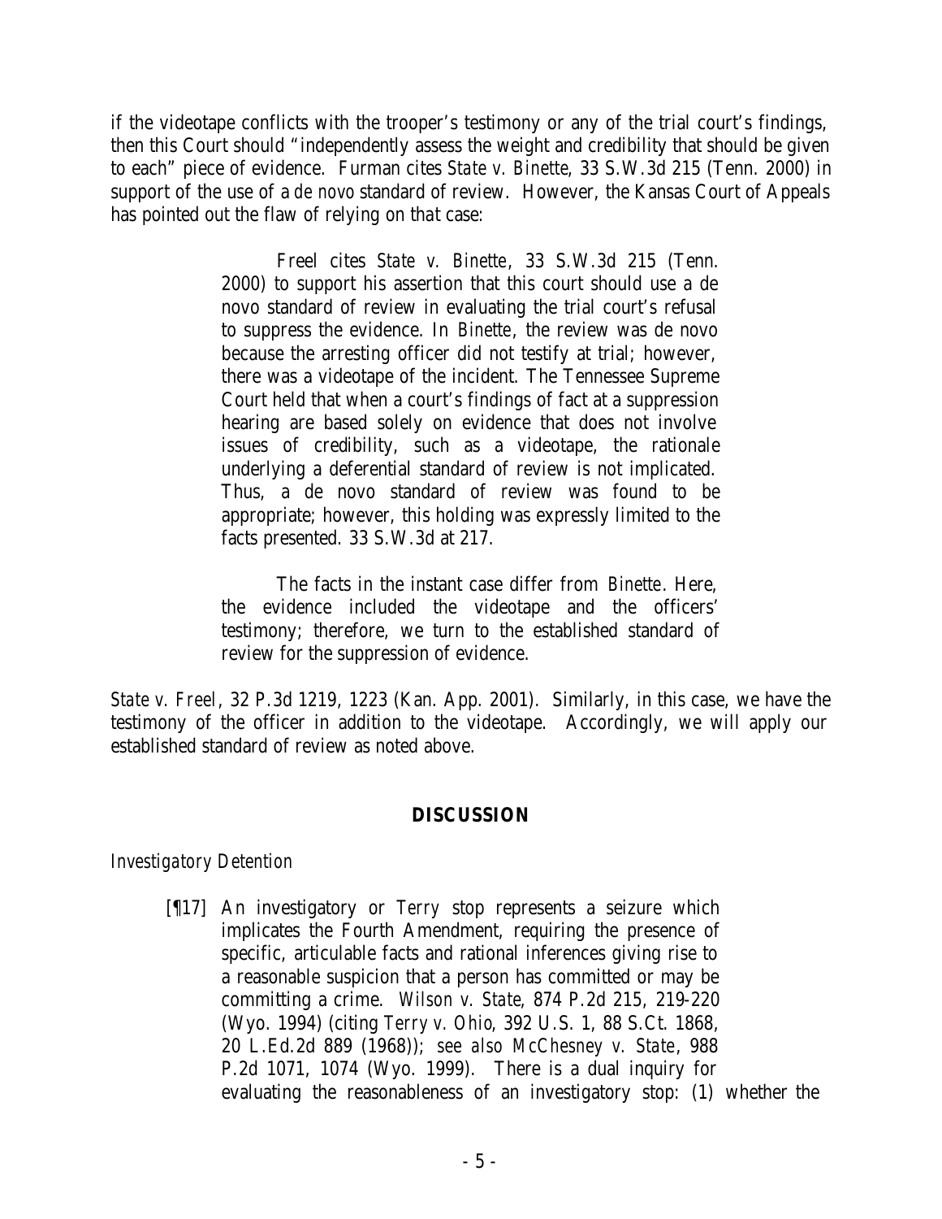if the videotape conflicts with the trooper's testimony or any of the trial court's findings, then this Court should "independently assess the weight and credibility that should be given to each" piece of evidence. Furman cites *State v. Binette*, 33 S.W.3d 215 (Tenn. 2000) in support of the use of a *de novo* standard of review. However, the Kansas Court of Appeals has pointed out the flaw of relying on that case:

> Freel cites *State v. Binette*, 33 S.W.3d 215 (Tenn. 2000) to support his assertion that this court should use a de novo standard of review in evaluating the trial court's refusal to suppress the evidence. In *Binette*, the review was de novo because the arresting officer did not testify at trial; however, there was a videotape of the incident. The Tennessee Supreme Court held that when a court's findings of fact at a suppression hearing are based solely on evidence that does not involve issues of credibility, such as a videotape, the rationale underlying a deferential standard of review is not implicated. Thus, a de novo standard of review was found to be appropriate; however, this holding was expressly limited to the facts presented. 33 S.W.3d at 217.
>
> The facts in the instant case differ from *Binette*. Here, the evidence included the videotape and the officers' testimony; therefore, we turn to the established standard of review for the suppression of evidence.

*State v. Freel*, 32 P.3d 1219, 1223 (Kan. App. 2001). Similarly, in this case, we have the testimony of the officer in addition to the videotape. Accordingly, we will apply our established standard of review as noted above.

## DISCUSSION

*Investigatory Detention*

> [¶17] An investigatory or *Terry* stop represents a seizure which implicates the Fourth Amendment, requiring the presence of specific, articulable facts and rational inferences giving rise to a reasonable suspicion that a person has committed or may be committing a crime. *Wilson v. State*, 874 P.2d 215, 219-220 (Wyo. 1994) (citing *Terry v. Ohio*, 392 U.S. 1, 88 S.Ct. 1868, 20 L.Ed.2d 889 (1968)); *see also McChesney v. State*, 988 P.2d 1071, 1074 (Wyo. 1999). There is a dual inquiry for evaluating the reasonableness of an investigatory stop: (1) whether the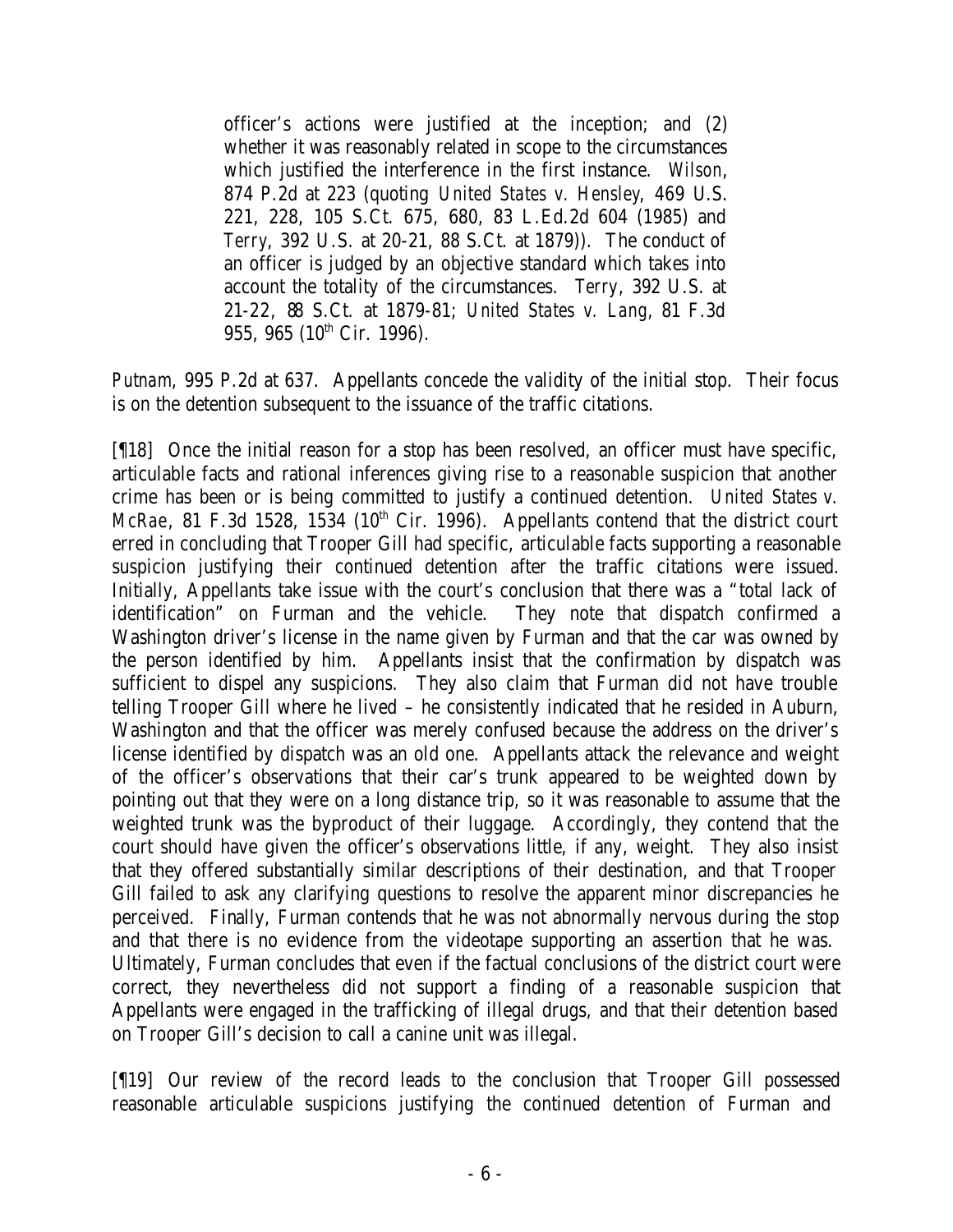> officer's actions were justified at the inception; and (2) whether it was reasonably related in scope to the circumstances which justified the interference in the first instance. *Wilson*, 874 P.2d at 223 (quoting *United States v. Hensley*, 469 U.S. 221, 228, 105 S.Ct. 675, 680, 83 L.Ed.2d 604 (1985) and *Terry*, 392 U.S. at 20-21, 88 S.Ct. at 1879)). The conduct of an officer is judged by an objective standard which takes into account the totality of the circumstances. *Terry*, 392 U.S. at 21-22, 88 S.Ct. at 1879-81; *United States v. Lang*, 81 F.3d 955, 965 (10th Cir. 1996).

*Putnam*, 995 P.2d at 637. Appellants concede the validity of the initial stop. Their focus is on the detention subsequent to the issuance of the traffic citations.

[¶18] Once the initial reason for a stop has been resolved, an officer must have specific, articulable facts and rational inferences giving rise to a reasonable suspicion that another crime has been or is being committed to justify a continued detention. *United States v. McRae*, 81 F.3d 1528, 1534 (10th Cir. 1996). Appellants contend that the district court erred in concluding that Trooper Gill had specific, articulable facts supporting a reasonable suspicion justifying their continued detention after the traffic citations were issued. Initially, Appellants take issue with the court's conclusion that there was a "total lack of identification" on Furman and the vehicle. They note that dispatch confirmed a Washington driver's license in the name given by Furman and that the car was owned by the person identified by him. Appellants insist that the confirmation by dispatch was sufficient to dispel any suspicions. They also claim that Furman did not have trouble telling Trooper Gill where he lived – he consistently indicated that he resided in Auburn, Washington and that the officer was merely confused because the address on the driver's license identified by dispatch was an old one. Appellants attack the relevance and weight of the officer's observations that their car's trunk appeared to be weighted down by pointing out that they were on a long distance trip, so it was reasonable to assume that the weighted trunk was the byproduct of their luggage. Accordingly, they contend that the court should have given the officer's observations little, if any, weight. They also insist that they offered substantially similar descriptions of their destination, and that Trooper Gill failed to ask any clarifying questions to resolve the apparent minor discrepancies he perceived. Finally, Furman contends that he was not abnormally nervous during the stop and that there is no evidence from the videotape supporting an assertion that he was. Ultimately, Furman concludes that even if the factual conclusions of the district court were correct, they nevertheless did not support a finding of a reasonable suspicion that Appellants were engaged in the trafficking of illegal drugs, and that their detention based on Trooper Gill's decision to call a canine unit was illegal.

[¶19] Our review of the record leads to the conclusion that Trooper Gill possessed reasonable articulable suspicions justifying the continued detention of Furman and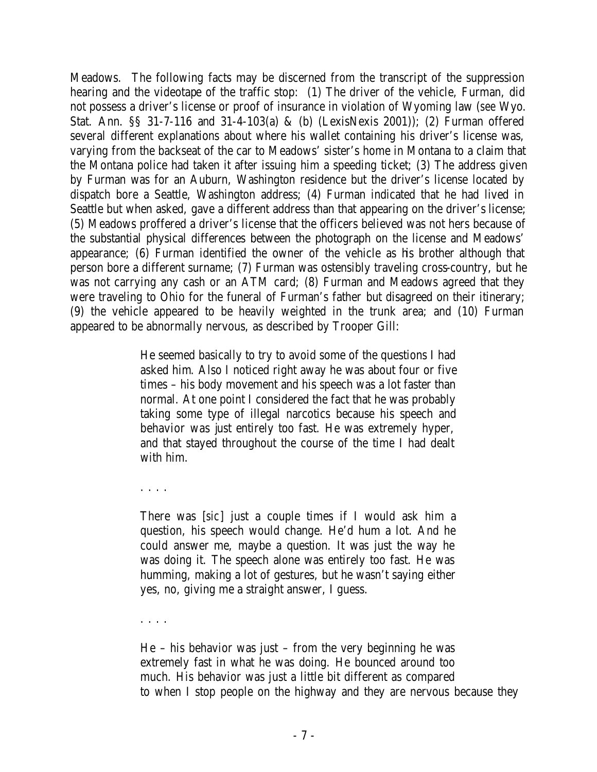Meadows. The following facts may be discerned from the transcript of the suppression hearing and the videotape of the traffic stop: (1) The driver of the vehicle, Furman, did not possess a driver's license or proof of insurance in violation of Wyoming law (*see* Wyo. Stat. Ann. §§ 31-7-116 and 31-4-103(a) & (b) (LexisNexis 2001)); (2) Furman offered several different explanations about where his wallet containing his driver's license was, varying from the backseat of the car to Meadows' sister's home in Montana to a claim that the Montana police had taken it after issuing him a speeding ticket; (3) The address given by Furman was for an Auburn, Washington residence but the driver's license located by dispatch bore a Seattle, Washington address; (4) Furman indicated that he had lived in Seattle but when asked, gave a different address than that appearing on the driver's license; (5) Meadows proffered a driver's license that the officers believed was not hers because of the substantial physical differences between the photograph on the license and Meadows' appearance; (6) Furman identified the owner of the vehicle as his brother although that person bore a different surname; (7) Furman was ostensibly traveling cross-country, but he was not carrying any cash or an ATM card; (8) Furman and Meadows agreed that they were traveling to Ohio for the funeral of Furman's father but disagreed on their itinerary; (9) the vehicle appeared to be heavily weighted in the trunk area; and (10) Furman appeared to be abnormally nervous, as described by Trooper Gill:

> He seemed basically to try to avoid some of the questions I had asked him. Also I noticed right away he was about four or five times – his body movement and his speech was a lot faster than normal. At one point I considered the fact that he was probably taking some type of illegal narcotics because his speech and behavior was just entirely too fast. He was extremely hyper, and that stayed throughout the course of the time I had dealt with him.
>
> . . . .
>
> There was [*sic*] just a couple times if I would ask him a question, his speech would change. He'd hum a lot. And he could answer me, maybe a question. It was just the way he was doing it. The speech alone was entirely too fast. He was humming, making a lot of gestures, but he wasn't saying either yes, no, giving me a straight answer, I guess.
>
> . . . .
>
> He – his behavior was just – from the very beginning he was extremely fast in what he was doing. He bounced around too much. His behavior was just a little bit different as compared to when I stop people on the highway and they are nervous because they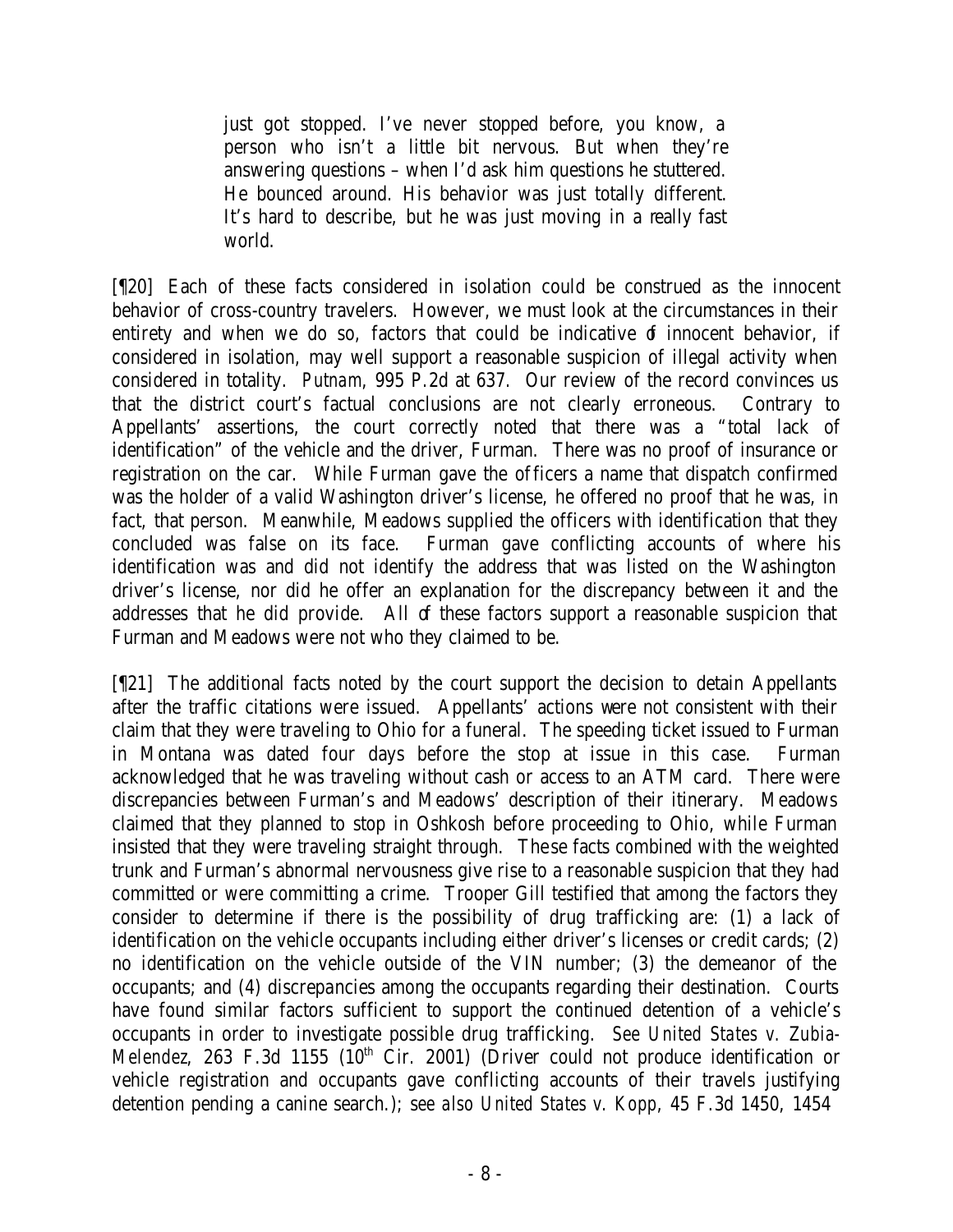> just got stopped. I've never stopped before, you know, a person who isn't a little bit nervous. But when they're answering questions – when I'd ask him questions he stuttered. He bounced around. His behavior was just totally different. It's hard to describe, but he was just moving in a really fast world.

[¶20] Each of these facts considered in isolation could be construed as the innocent behavior of cross-country travelers. However, we must look at the circumstances in their entirety and when we do so, factors that could be indicative of innocent behavior, if considered in isolation, may well support a reasonable suspicion of illegal activity when considered in totality. *Putnam*, 995 P.2d at 637. Our review of the record convinces us that the district court's factual conclusions are not clearly erroneous. Contrary to Appellants' assertions, the court correctly noted that there was a "total lack of identification" of the vehicle and the driver, Furman. There was no proof of insurance or registration on the car. While Furman gave the officers a name that dispatch confirmed was the holder of a valid Washington driver's license, he offered no proof that he was, in fact, that person. Meanwhile, Meadows supplied the officers with identification that they concluded was false on its face. Furman gave conflicting accounts of where his identification was and did not identify the address that was listed on the Washington driver's license, nor did he offer an explanation for the discrepancy between it and the addresses that he did provide. All of these factors support a reasonable suspicion that Furman and Meadows were not who they claimed to be.

[¶21] The additional facts noted by the court support the decision to detain Appellants after the traffic citations were issued. Appellants' actions were not consistent with their claim that they were traveling to Ohio for a funeral. The speeding ticket issued to Furman in Montana was dated four days before the stop at issue in this case. Furman acknowledged that he was traveling without cash or access to an ATM card. There were discrepancies between Furman's and Meadows' description of their itinerary. Meadows claimed that they planned to stop in Oshkosh before proceeding to Ohio, while Furman insisted that they were traveling straight through. These facts combined with the weighted trunk and Furman's abnormal nervousness give rise to a reasonable suspicion that they had committed or were committing a crime. Trooper Gill testified that among the factors they consider to determine if there is the possibility of drug trafficking are: (1) a lack of identification on the vehicle occupants including either driver's licenses or credit cards; (2) no identification on the vehicle outside of the VIN number; (3) the demeanor of the occupants; and (4) discrepancies among the occupants regarding their destination. Courts have found similar factors sufficient to support the continued detention of a vehicle's occupants in order to investigate possible drug trafficking. *See United States v. Zubia-Melendez*, 263 F.3d 1155 (10th Cir. 2001) (Driver could not produce identification or vehicle registration and occupants gave conflicting accounts of their travels justifying detention pending a canine search.); *see also United States v. Kopp*, 45 F.3d 1450, 1454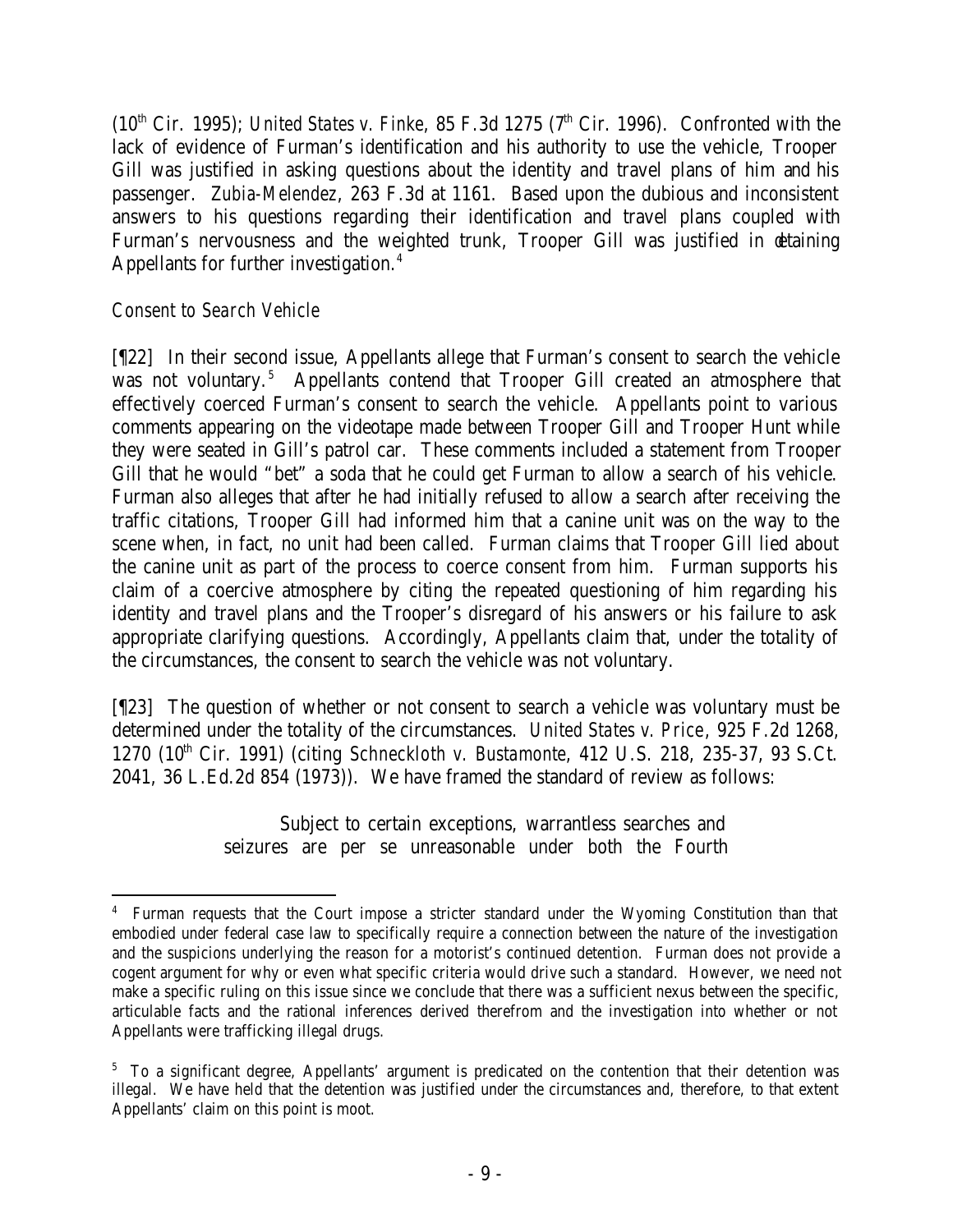(10th Cir. 1995); *United States v. Finke*, 85 F.3d 1275 (7th Cir. 1996). Confronted with the lack of evidence of Furman's identification and his authority to use the vehicle, Trooper Gill was justified in asking questions about the identity and travel plans of him and his passenger. *Zubia-Melendez*, 263 F.3d at 1161. Based upon the dubious and inconsistent answers to his questions regarding their identification and travel plans coupled with Furman's nervousness and the weighted trunk, Trooper Gill was justified in detaining Appellants for further investigation.[4]

*Consent to Search Vehicle*

[¶22] In their second issue, Appellants allege that Furman's consent to search the vehicle was not voluntary.[5] Appellants contend that Trooper Gill created an atmosphere that effectively coerced Furman's consent to search the vehicle. Appellants point to various comments appearing on the videotape made between Trooper Gill and Trooper Hunt while they were seated in Gill's patrol car. These comments included a statement from Trooper Gill that he would "bet" a soda that he could get Furman to allow a search of his vehicle. Furman also alleges that after he had initially refused to allow a search after receiving the traffic citations, Trooper Gill had informed him that a canine unit was on the way to the scene when, in fact, no unit had been called. Furman claims that Trooper Gill lied about the canine unit as part of the process to coerce consent from him. Furman supports his claim of a coercive atmosphere by citing the repeated questioning of him regarding his identity and travel plans and the Trooper's disregard of his answers or his failure to ask appropriate clarifying questions. Accordingly, Appellants claim that, under the totality of the circumstances, the consent to search the vehicle was not voluntary.

[¶23] The question of whether or not consent to search a vehicle was voluntary must be determined under the totality of the circumstances. *United States v. Price*, 925 F.2d 1268, 1270 (10th Cir. 1991) (citing *Schneckloth v. Bustamonte*, 412 U.S. 218, 235-37, 93 S.Ct. 2041, 36 L.Ed.2d 854 (1973)). We have framed the standard of review as follows:

> Subject to certain exceptions, warrantless searches and seizures are per se unreasonable under both the Fourth

---

[4] Furman requests that the Court impose a stricter standard under the Wyoming Constitution than that embodied under federal case law to specifically require a connection between the nature of the investigation and the suspicions underlying the reason for a motorist's continued detention. Furman does not provide a cogent argument for why or even what specific criteria would drive such a standard. However, we need not make a specific ruling on this issue since we conclude that there was a sufficient nexus between the specific, articulable facts and the rational inferences derived therefrom and the investigation into whether or not Appellants were trafficking illegal drugs.

[5] To a significant degree, Appellants' argument is predicated on the contention that their detention was illegal. We have held that the detention was justified under the circumstances and, therefore, to that extent Appellants' claim on this point is moot.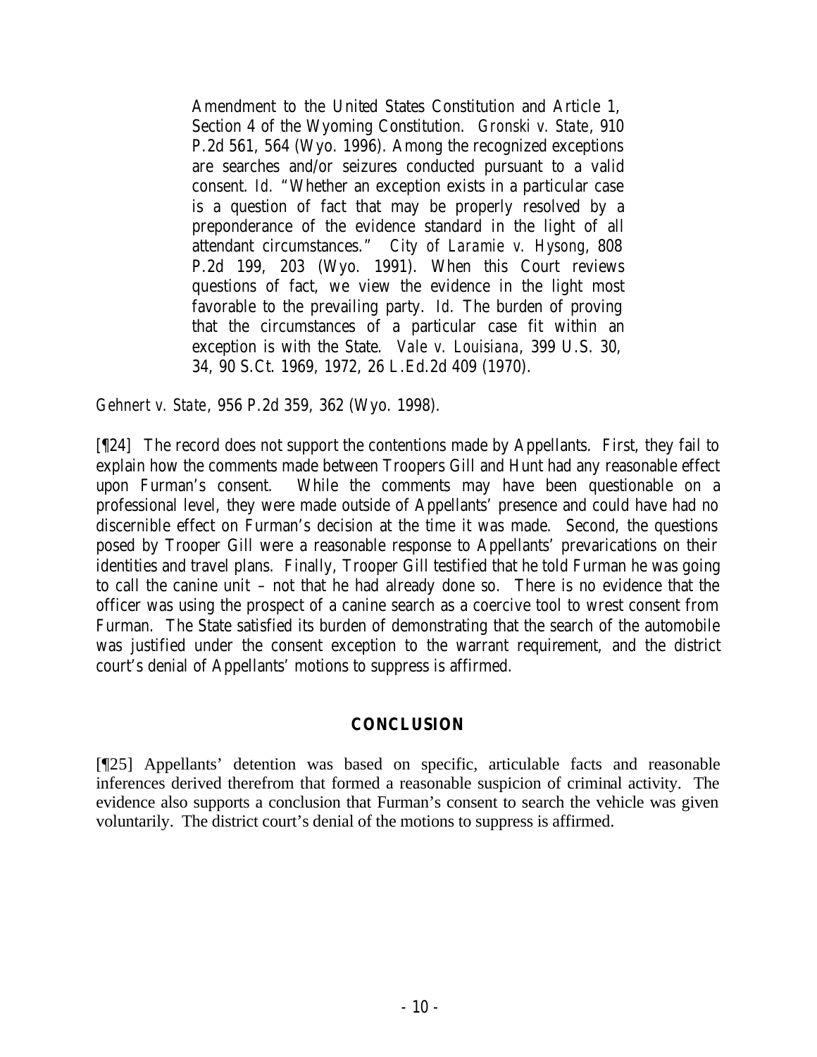> Amendment to the United States Constitution and Article 1, Section 4 of the Wyoming Constitution. *Gronski v. State*, 910 P.2d 561, 564 (Wyo. 1996). Among the recognized exceptions are searches and/or seizures conducted pursuant to a valid consent. *Id.* "Whether an exception exists in a particular case is a question of fact that may be properly resolved by a preponderance of the evidence standard in the light of all attendant circumstances." *City of Laramie v. Hysong*, 808 P.2d 199, 203 (Wyo. 1991). When this Court reviews questions of fact, we view the evidence in the light most favorable to the prevailing party. *Id.* The burden of proving that the circumstances of a particular case fit within an exception is with the State. *Vale v. Louisiana*, 399 U.S. 30, 34, 90 S.Ct. 1969, 1972, 26 L.Ed.2d 409 (1970).

*Gehnert v. State*, 956 P.2d 359, 362 (Wyo. 1998).

[¶24] The record does not support the contentions made by Appellants. First, they fail to explain how the comments made between Troopers Gill and Hunt had any reasonable effect upon Furman's consent. While the comments may have been questionable on a professional level, they were made outside of Appellants' presence and could have had no discernible effect on Furman's decision at the time it was made. Second, the questions posed by Trooper Gill were a reasonable response to Appellants' prevarications on their identities and travel plans. Finally, Trooper Gill testified that he told Furman he was going to call the canine unit – not that he had already done so. There is no evidence that the officer was using the prospect of a canine search as a coercive tool to wrest consent from Furman. The State satisfied its burden of demonstrating that the search of the automobile was justified under the consent exception to the warrant requirement, and the district court's denial of Appellants' motions to suppress is affirmed.

## CONCLUSION

[¶25] Appellants' detention was based on specific, articulable facts and reasonable inferences derived therefrom that formed a reasonable suspicion of criminal activity. The evidence also supports a conclusion that Furman's consent to search the vehicle was given voluntarily. The district court's denial of the motions to suppress is affirmed.